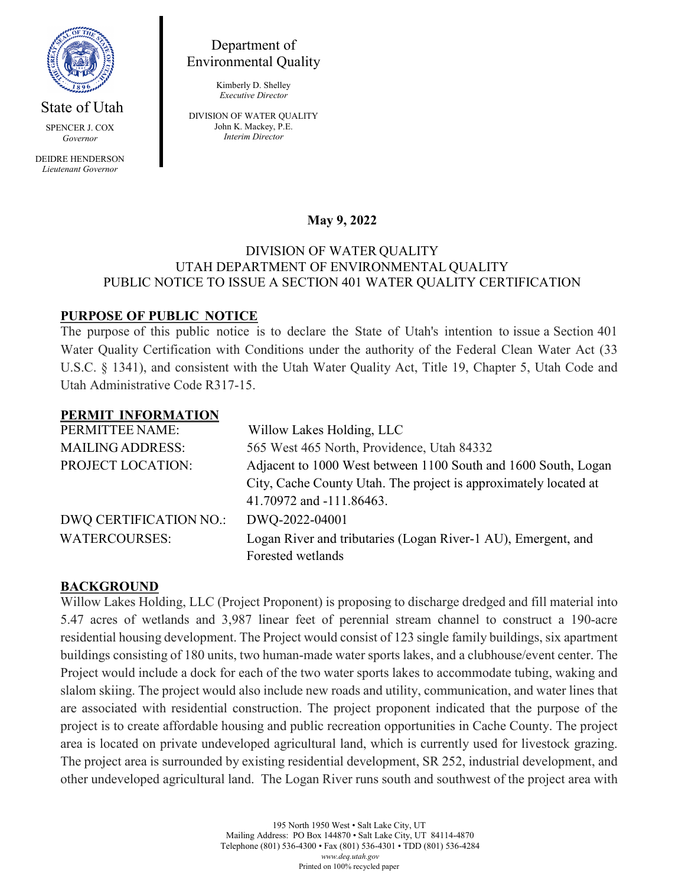State of Utah

SPENCER J. COX
*Governor*

DEIDRE HENDERSON
*Lieutenant Governor*

Department of Environmental Quality

Kimberly D. Shelley
*Executive Director*

DIVISION OF WATER QUALITY
John K. Mackey, P.E.
*Interim Director*

**May 9, 2022**

DIVISION OF WATER QUALITY
UTAH DEPARTMENT OF ENVIRONMENTAL QUALITY
PUBLIC NOTICE TO ISSUE A SECTION 401 WATER QUALITY CERTIFICATION

## PURPOSE OF PUBLIC NOTICE

The purpose of this public notice is to declare the State of Utah's intention to issue a Section 401 Water Quality Certification with Conditions under the authority of the Federal Clean Water Act (33 U.S.C. § 1341), and consistent with the Utah Water Quality Act, Title 19, Chapter 5, Utah Code and Utah Administrative Code R317-15.

## PERMIT INFORMATION

| | |
|---|---|
| PERMITTEE NAME: | Willow Lakes Holding, LLC |
| MAILING ADDRESS: | 565 West 465 North, Providence, Utah 84332 |
| PROJECT LOCATION: | Adjacent to 1000 West between 1100 South and 1600 South, Logan City, Cache County Utah. The project is approximately located at 41.70972 and -111.86463. |
| DWQ CERTIFICATION NO.: | DWQ-2022-04001 |
| WATERCOURSES: | Logan River and tributaries (Logan River-1 AU), Emergent, and Forested wetlands |

## BACKGROUND

Willow Lakes Holding, LLC (Project Proponent) is proposing to discharge dredged and fill material into 5.47 acres of wetlands and 3,987 linear feet of perennial stream channel to construct a 190-acre residential housing development. The Project would consist of 123 single family buildings, six apartment buildings consisting of 180 units, two human-made water sports lakes, and a clubhouse/event center. The Project would include a dock for each of the two water sports lakes to accommodate tubing, waking and slalom skiing. The project would also include new roads and utility, communication, and water lines that are associated with residential construction. The project proponent indicated that the purpose of the project is to create affordable housing and public recreation opportunities in Cache County. The project area is located on private undeveloped agricultural land, which is currently used for livestock grazing. The project area is surrounded by existing residential development, SR 252, industrial development, and other undeveloped agricultural land. The Logan River runs south and southwest of the project area with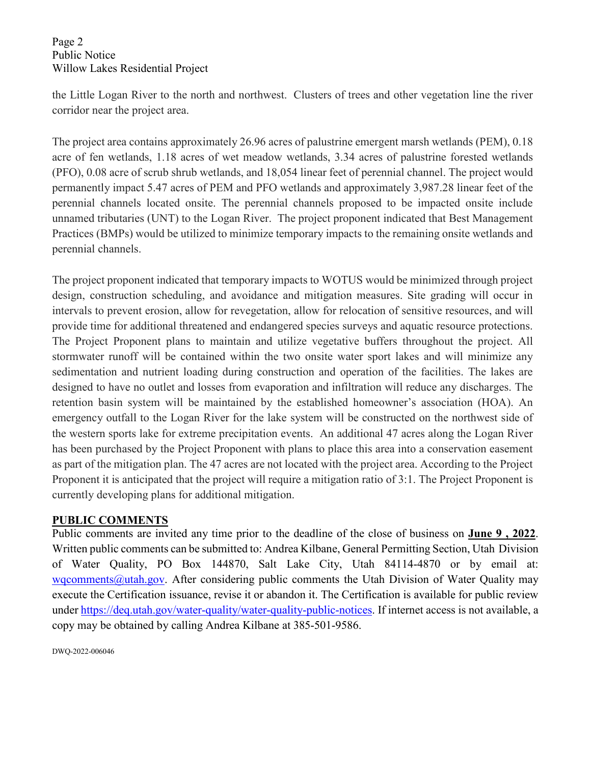the Little Logan River to the north and northwest. Clusters of trees and other vegetation line the river corridor near the project area.

The project area contains approximately 26.96 acres of palustrine emergent marsh wetlands (PEM), 0.18 acre of fen wetlands, 1.18 acres of wet meadow wetlands, 3.34 acres of palustrine forested wetlands (PFO), 0.08 acre of scrub shrub wetlands, and 18,054 linear feet of perennial channel. The project would permanently impact 5.47 acres of PEM and PFO wetlands and approximately 3,987.28 linear feet of the perennial channels located onsite. The perennial channels proposed to be impacted onsite include unnamed tributaries (UNT) to the Logan River. The project proponent indicated that Best Management Practices (BMPs) would be utilized to minimize temporary impacts to the remaining onsite wetlands and perennial channels.

The project proponent indicated that temporary impacts to WOTUS would be minimized through project design, construction scheduling, and avoidance and mitigation measures. Site grading will occur in intervals to prevent erosion, allow for revegetation, allow for relocation of sensitive resources, and will provide time for additional threatened and endangered species surveys and aquatic resource protections. The Project Proponent plans to maintain and utilize vegetative buffers throughout the project. All stormwater runoff will be contained within the two onsite water sport lakes and will minimize any sedimentation and nutrient loading during construction and operation of the facilities. The lakes are designed to have no outlet and losses from evaporation and infiltration will reduce any discharges. The retention basin system will be maintained by the established homeowner's association (HOA). An emergency outfall to the Logan River for the lake system will be constructed on the northwest side of the western sports lake for extreme precipitation events. An additional 47 acres along the Logan River has been purchased by the Project Proponent with plans to place this area into a conservation easement as part of the mitigation plan. The 47 acres are not located with the project area. According to the Project Proponent it is anticipated that the project will require a mitigation ratio of 3:1. The Project Proponent is currently developing plans for additional mitigation.

## PUBLIC COMMENTS

Public comments are invited any time prior to the deadline of the close of business on **June 9 , 2022**. Written public comments can be submitted to: Andrea Kilbane, General Permitting Section, Utah Division of Water Quality, PO Box 144870, Salt Lake City, Utah 84114-4870 or by email at: wqcomments@utah.gov. After considering public comments the Utah Division of Water Quality may execute the Certification issuance, revise it or abandon it. The Certification is available for public review under https://deq.utah.gov/water-quality/water-quality-public-notices. If internet access is not available, a copy may be obtained by calling Andrea Kilbane at 385-501-9586.

DWQ-2022-006046